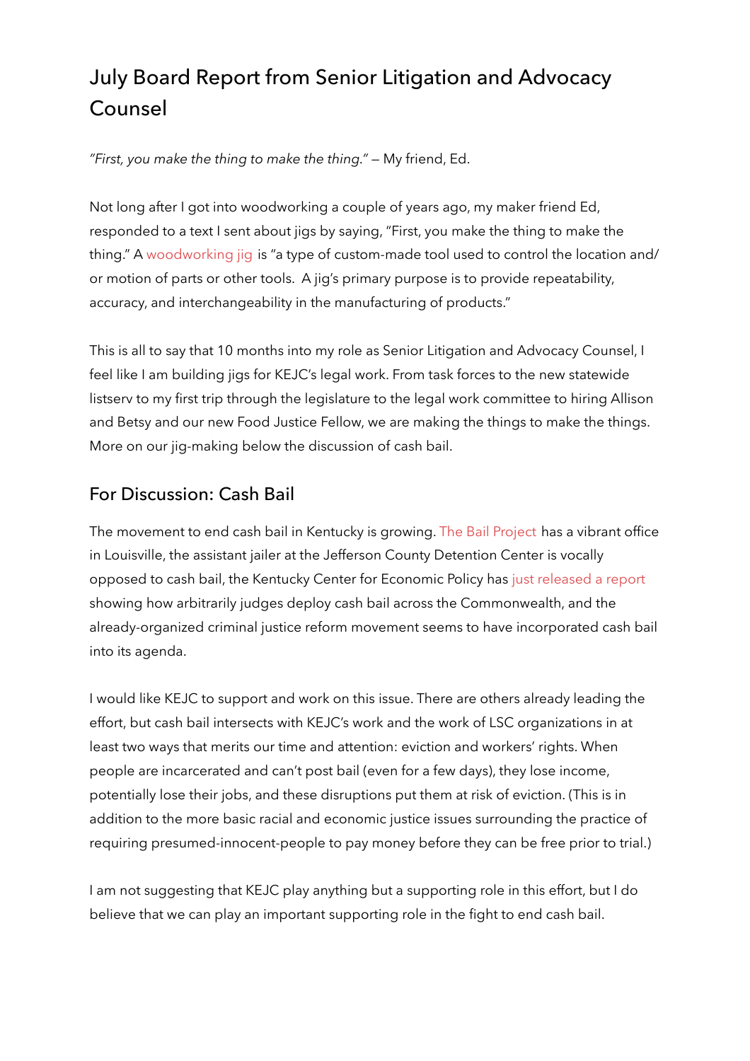# July Board Report from Senior Litigation and Advocacy Counsel

*"First, you make the thing to make the thing."* — My friend, Ed.

Not long after I got into woodworking a couple of years ago, my maker friend Ed, responded to a text I sent about jigs by saying, "First, you make the thing to make the thing." A woodworking jig is "a type of custom-made tool used to control the location and/or motion of parts or other tools. A jig's primary purpose is to provide repeatability, accuracy, and interchangeability in the manufacturing of products."

This is all to say that 10 months into my role as Senior Litigation and Advocacy Counsel, I feel like I am building jigs for KEJC's legal work. From task forces to the new statewide listserv to my first trip through the legislature to the legal work committee to hiring Allison and Betsy and our new Food Justice Fellow, we are making the things to make the things. More on our jig-making below the discussion of cash bail.

## For Discussion: Cash Bail

The movement to end cash bail in Kentucky is growing. The Bail Project has a vibrant office in Louisville, the assistant jailer at the Jefferson County Detention Center is vocally opposed to cash bail, the Kentucky Center for Economic Policy has just released a report showing how arbitrarily judges deploy cash bail across the Commonwealth, and the already-organized criminal justice reform movement seems to have incorporated cash bail into its agenda.

I would like KEJC to support and work on this issue. There are others already leading the effort, but cash bail intersects with KEJC's work and the work of LSC organizations in at least two ways that merits our time and attention: eviction and workers' rights. When people are incarcerated and can't post bail (even for a few days), they lose income, potentially lose their jobs, and these disruptions put them at risk of eviction. (This is in addition to the more basic racial and economic justice issues surrounding the practice of requiring presumed-innocent-people to pay money before they can be free prior to trial.)

I am not suggesting that KEJC play anything but a supporting role in this effort, but I do believe that we can play an important supporting role in the fight to end cash bail.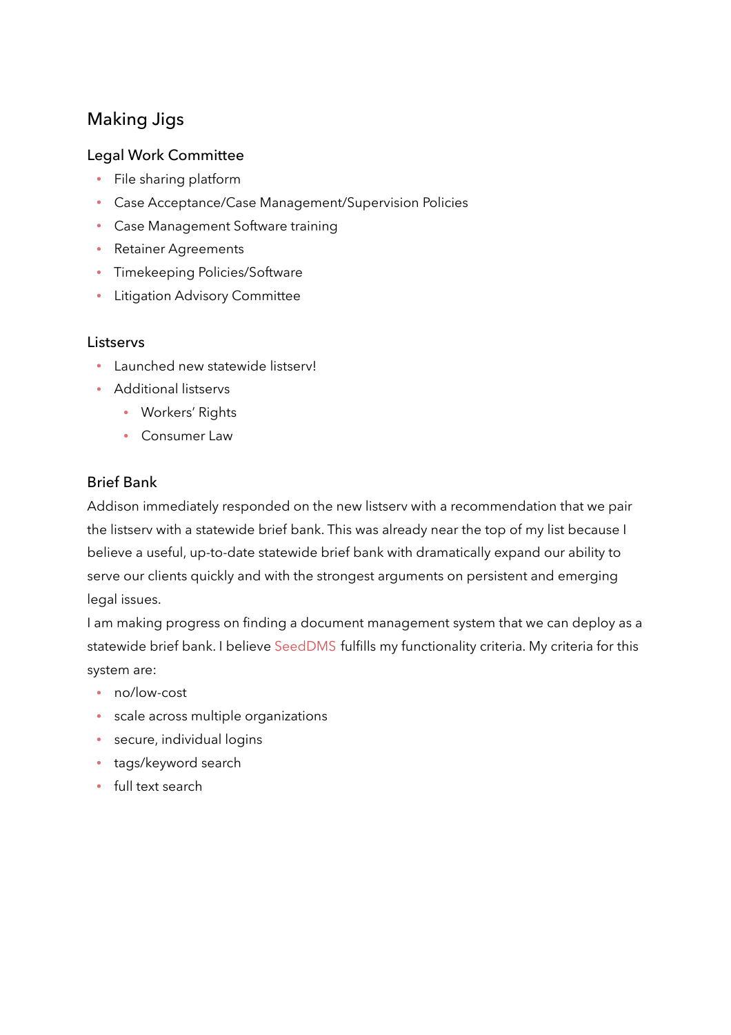## Making Jigs

### Legal Work Committee

- File sharing platform
- Case Acceptance/Case Management/Supervision Policies
- Case Management Software training
- Retainer Agreements
- Timekeeping Policies/Software
- Litigation Advisory Committee

### Listservs

- Launched new statewide listserv!
- Additional listservs
  - Workers' Rights
  - Consumer Law

### Brief Bank

Addison immediately responded on the new listserv with a recommendation that we pair the listserv with a statewide brief bank. This was already near the top of my list because I believe a useful, up-to-date statewide brief bank with dramatically expand our ability to serve our clients quickly and with the strongest arguments on persistent and emerging legal issues.

I am making progress on finding a document management system that we can deploy as a statewide brief bank. I believe SeedDMS fulfills my functionality criteria. My criteria for this system are:

- no/low-cost
- scale across multiple organizations
- secure, individual logins
- tags/keyword search
- full text search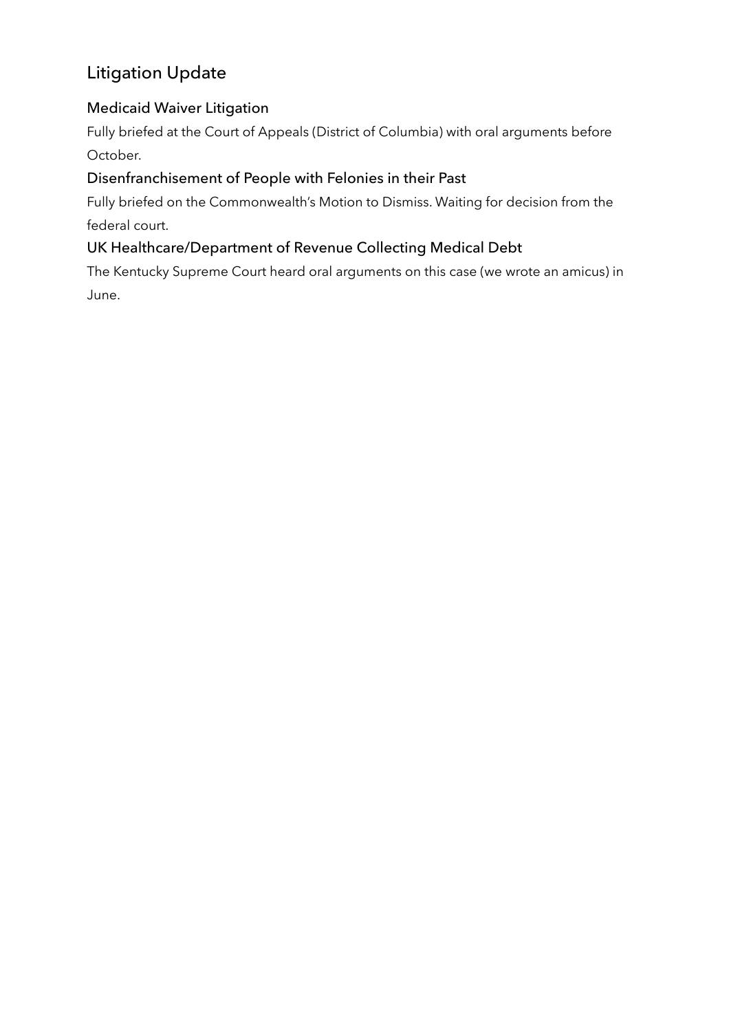## Litigation Update

### Medicaid Waiver Litigation

Fully briefed at the Court of Appeals (District of Columbia) with oral arguments before October.

### Disenfranchisement of People with Felonies in their Past

Fully briefed on the Commonwealth's Motion to Dismiss. Waiting for decision from the federal court.

### UK Healthcare/Department of Revenue Collecting Medical Debt

The Kentucky Supreme Court heard oral arguments on this case (we wrote an amicus) in June.